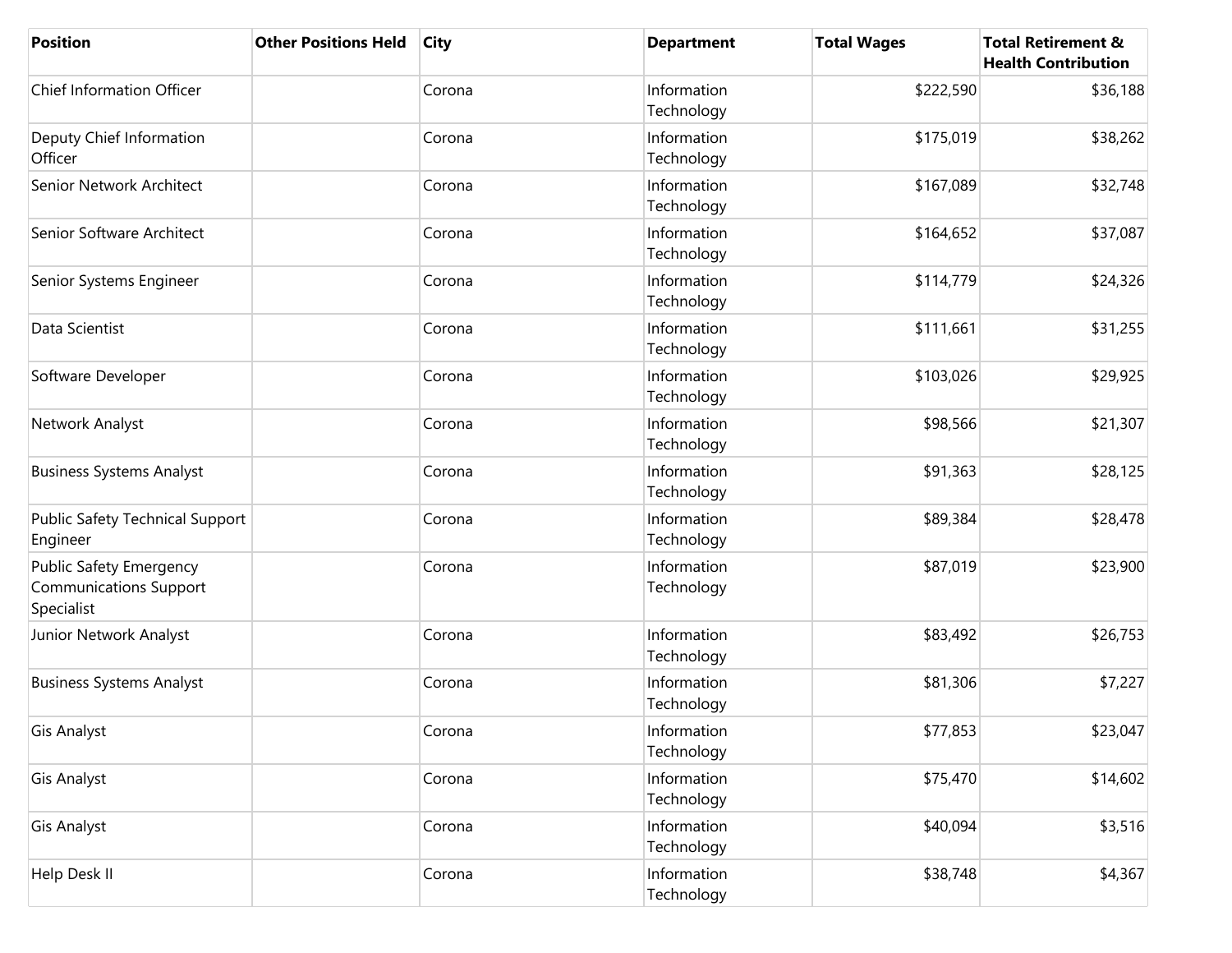| Position | Other Positions Held | City | Department | Total Wages | Total Retirement & Health Contribution |
|---|---|---|---|---|---|
| Chief Information Officer | | Corona | Information Technology | $222,590 | $36,188 |
| Deputy Chief Information Officer | | Corona | Information Technology | $175,019 | $38,262 |
| Senior Network Architect | | Corona | Information Technology | $167,089 | $32,748 |
| Senior Software Architect | | Corona | Information Technology | $164,652 | $37,087 |
| Senior Systems Engineer | | Corona | Information Technology | $114,779 | $24,326 |
| Data Scientist | | Corona | Information Technology | $111,661 | $31,255 |
| Software Developer | | Corona | Information Technology | $103,026 | $29,925 |
| Network Analyst | | Corona | Information Technology | $98,566 | $21,307 |
| Business Systems Analyst | | Corona | Information Technology | $91,363 | $28,125 |
| Public Safety Technical Support Engineer | | Corona | Information Technology | $89,384 | $28,478 |
| Public Safety Emergency Communications Support Specialist | | Corona | Information Technology | $87,019 | $23,900 |
| Junior Network Analyst | | Corona | Information Technology | $83,492 | $26,753 |
| Business Systems Analyst | | Corona | Information Technology | $81,306 | $7,227 |
| Gis Analyst | | Corona | Information Technology | $77,853 | $23,047 |
| Gis Analyst | | Corona | Information Technology | $75,470 | $14,602 |
| Gis Analyst | | Corona | Information Technology | $40,094 | $3,516 |
| Help Desk II | | Corona | Information Technology | $38,748 | $4,367 |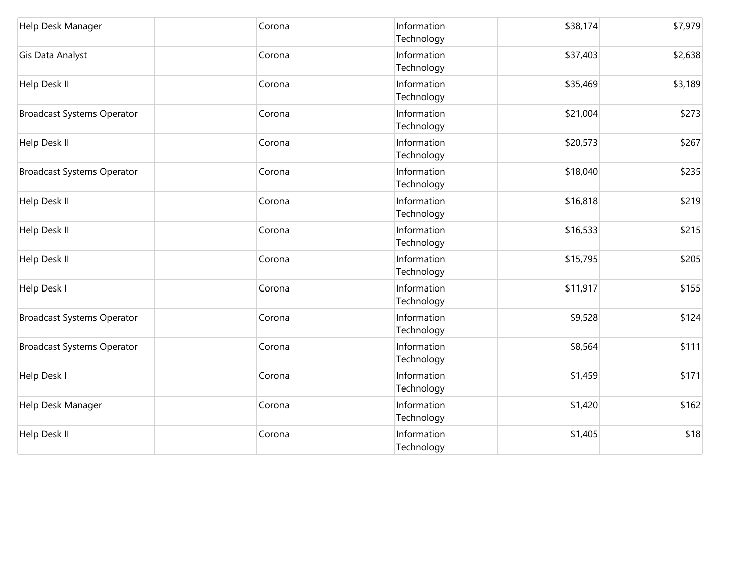| | | | | | |
|---|---|---|---|---|---|
| Help Desk Manager | | Corona | Information Technology | $38,174 | $7,979 |
| Gis Data Analyst | | Corona | Information Technology | $37,403 | $2,638 |
| Help Desk II | | Corona | Information Technology | $35,469 | $3,189 |
| Broadcast Systems Operator | | Corona | Information Technology | $21,004 | $273 |
| Help Desk II | | Corona | Information Technology | $20,573 | $267 |
| Broadcast Systems Operator | | Corona | Information Technology | $18,040 | $235 |
| Help Desk II | | Corona | Information Technology | $16,818 | $219 |
| Help Desk II | | Corona | Information Technology | $16,533 | $215 |
| Help Desk II | | Corona | Information Technology | $15,795 | $205 |
| Help Desk I | | Corona | Information Technology | $11,917 | $155 |
| Broadcast Systems Operator | | Corona | Information Technology | $9,528 | $124 |
| Broadcast Systems Operator | | Corona | Information Technology | $8,564 | $111 |
| Help Desk I | | Corona | Information Technology | $1,459 | $171 |
| Help Desk Manager | | Corona | Information Technology | $1,420 | $162 |
| Help Desk II | | Corona | Information Technology | $1,405 | $18 |